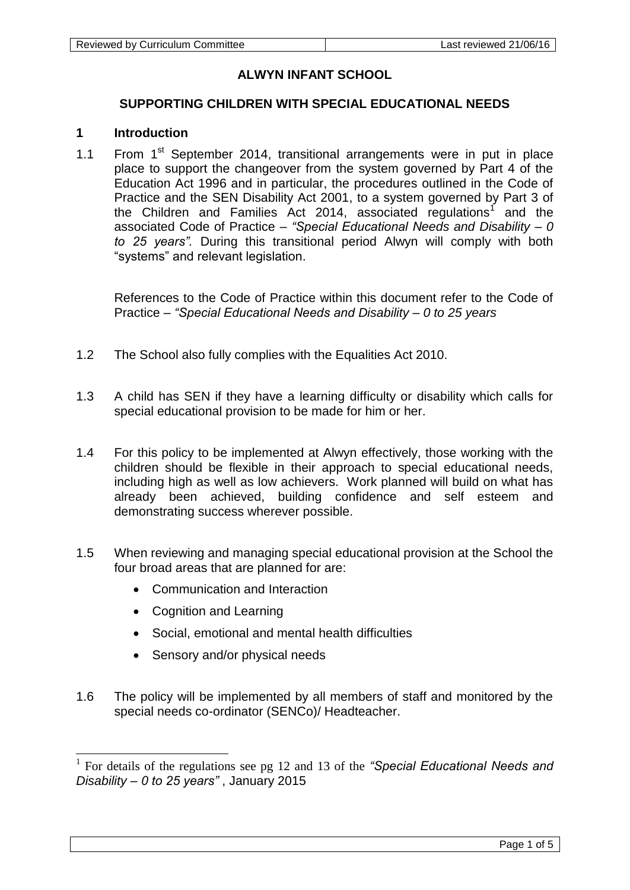# ALWYN INFANT SCHOOL

## SUPPORTING CHILDREN WITH SPECIAL EDUCATIONAL NEEDS

### 1 Introduction

1.1 From 1st September 2014, transitional arrangements were in put in place place to support the changeover from the system governed by Part 4 of the Education Act 1996 and in particular, the procedures outlined in the Code of Practice and the SEN Disability Act 2001, to a system governed by Part 3 of the Children and Families Act 2014, associated regulations[1] and the associated Code of Practice – *"Special Educational Needs and Disability – 0 to 25 years".* During this transitional period Alwyn will comply with both "systems" and relevant legislation.

References to the Code of Practice within this document refer to the Code of Practice – *"Special Educational Needs and Disability – 0 to 25 years*

1.2 The School also fully complies with the Equalities Act 2010.

1.3 A child has SEN if they have a learning difficulty or disability which calls for special educational provision to be made for him or her.

1.4 For this policy to be implemented at Alwyn effectively, those working with the children should be flexible in their approach to special educational needs, including high as well as low achievers. Work planned will build on what has already been achieved, building confidence and self esteem and demonstrating success wherever possible.

1.5 When reviewing and managing special educational provision at the School the four broad areas that are planned for are:

- Communication and Interaction
- Cognition and Learning
- Social, emotional and mental health difficulties
- Sensory and/or physical needs

1.6 The policy will be implemented by all members of staff and monitored by the special needs co-ordinator (SENCo)/ Headteacher.

[1] For details of the regulations see pg 12 and 13 of the *"Special Educational Needs and Disability – 0 to 25 years"* , January 2015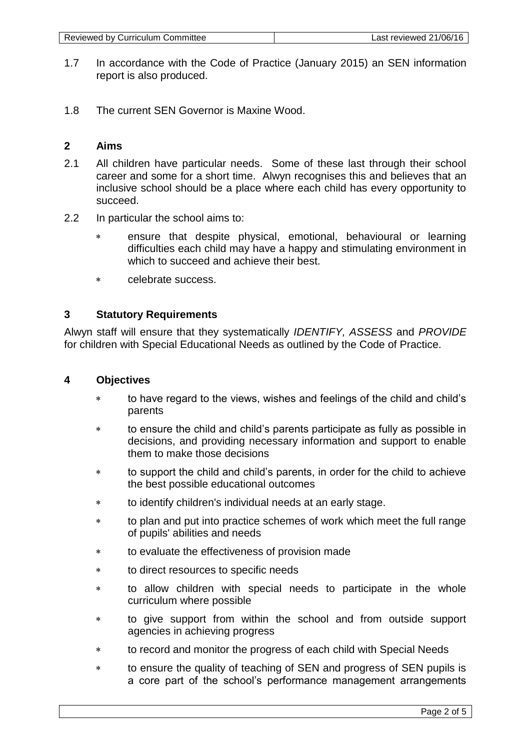1.7 In accordance with the Code of Practice (January 2015) an SEN information report is also produced.

1.8 The current SEN Governor is Maxine Wood.

## 2 Aims

2.1 All children have particular needs. Some of these last through their school career and some for a short time. Alwyn recognises this and believes that an inclusive school should be a place where each child has every opportunity to succeed.

2.2 In particular the school aims to:

- ensure that despite physical, emotional, behavioural or learning difficulties each child may have a happy and stimulating environment in which to succeed and achieve their best.
- celebrate success.

## 3 Statutory Requirements

Alwyn staff will ensure that they systematically *IDENTIFY, ASSESS* and *PROVIDE* for children with Special Educational Needs as outlined by the Code of Practice.

## 4 Objectives

- to have regard to the views, wishes and feelings of the child and child's parents
- to ensure the child and child's parents participate as fully as possible in decisions, and providing necessary information and support to enable them to make those decisions
- to support the child and child's parents, in order for the child to achieve the best possible educational outcomes
- to identify children's individual needs at an early stage.
- to plan and put into practice schemes of work which meet the full range of pupils' abilities and needs
- to evaluate the effectiveness of provision made
- to direct resources to specific needs
- to allow children with special needs to participate in the whole curriculum where possible
- to give support from within the school and from outside support agencies in achieving progress
- to record and monitor the progress of each child with Special Needs
- to ensure the quality of teaching of SEN and progress of SEN pupils is a core part of the school's performance management arrangements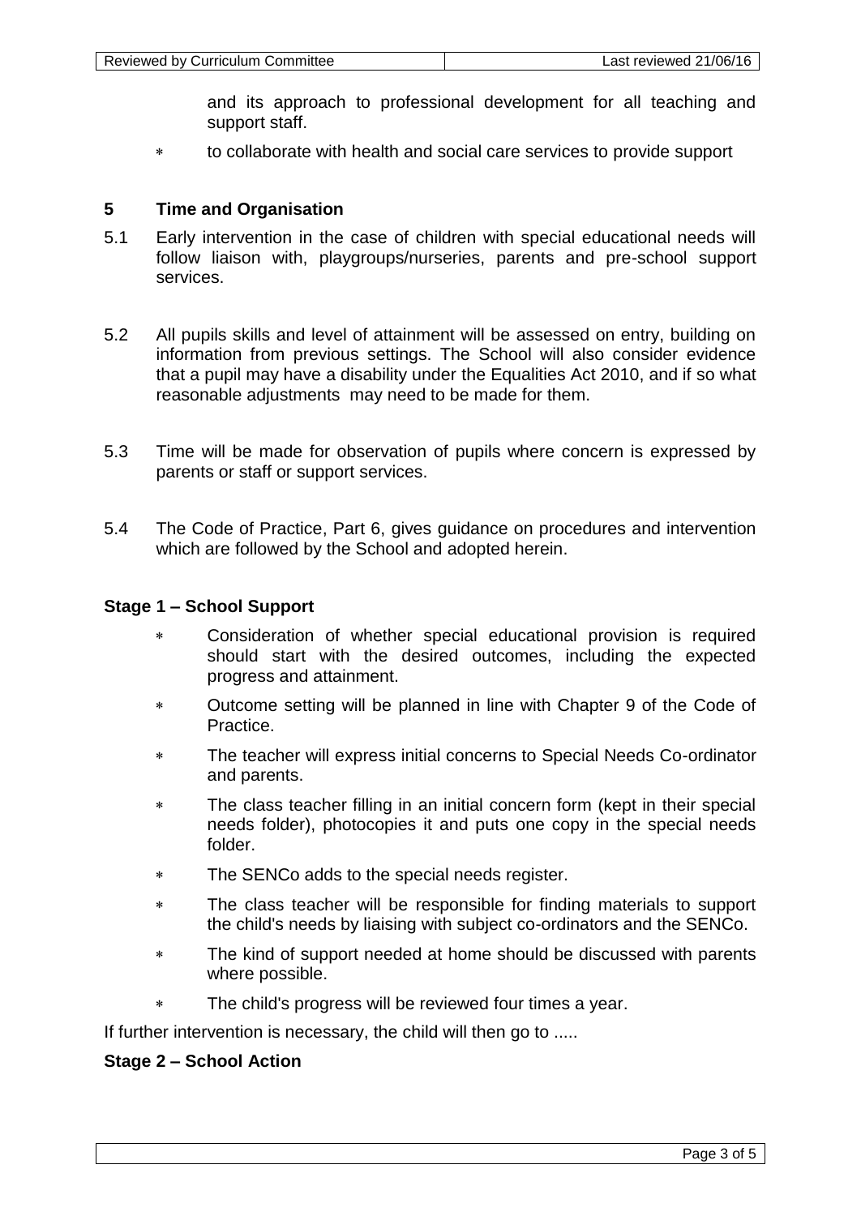and its approach to professional development for all teaching and support staff.

- to collaborate with health and social care services to provide support

## 5 Time and Organisation

5.1 Early intervention in the case of children with special educational needs will follow liaison with, playgroups/nurseries, parents and pre-school support services.

5.2 All pupils skills and level of attainment will be assessed on entry, building on information from previous settings. The School will also consider evidence that a pupil may have a disability under the Equalities Act 2010, and if so what reasonable adjustments may need to be made for them.

5.3 Time will be made for observation of pupils where concern is expressed by parents or staff or support services.

5.4 The Code of Practice, Part 6, gives guidance on procedures and intervention which are followed by the School and adopted herein.

### Stage 1 – School Support

- Consideration of whether special educational provision is required should start with the desired outcomes, including the expected progress and attainment.
- Outcome setting will be planned in line with Chapter 9 of the Code of Practice.
- The teacher will express initial concerns to Special Needs Co-ordinator and parents.
- The class teacher filling in an initial concern form (kept in their special needs folder), photocopies it and puts one copy in the special needs folder.
- The SENCo adds to the special needs register.
- The class teacher will be responsible for finding materials to support the child's needs by liaising with subject co-ordinators and the SENCo.
- The kind of support needed at home should be discussed with parents where possible.
- The child's progress will be reviewed four times a year.

If further intervention is necessary, the child will then go to .....

### Stage 2 – School Action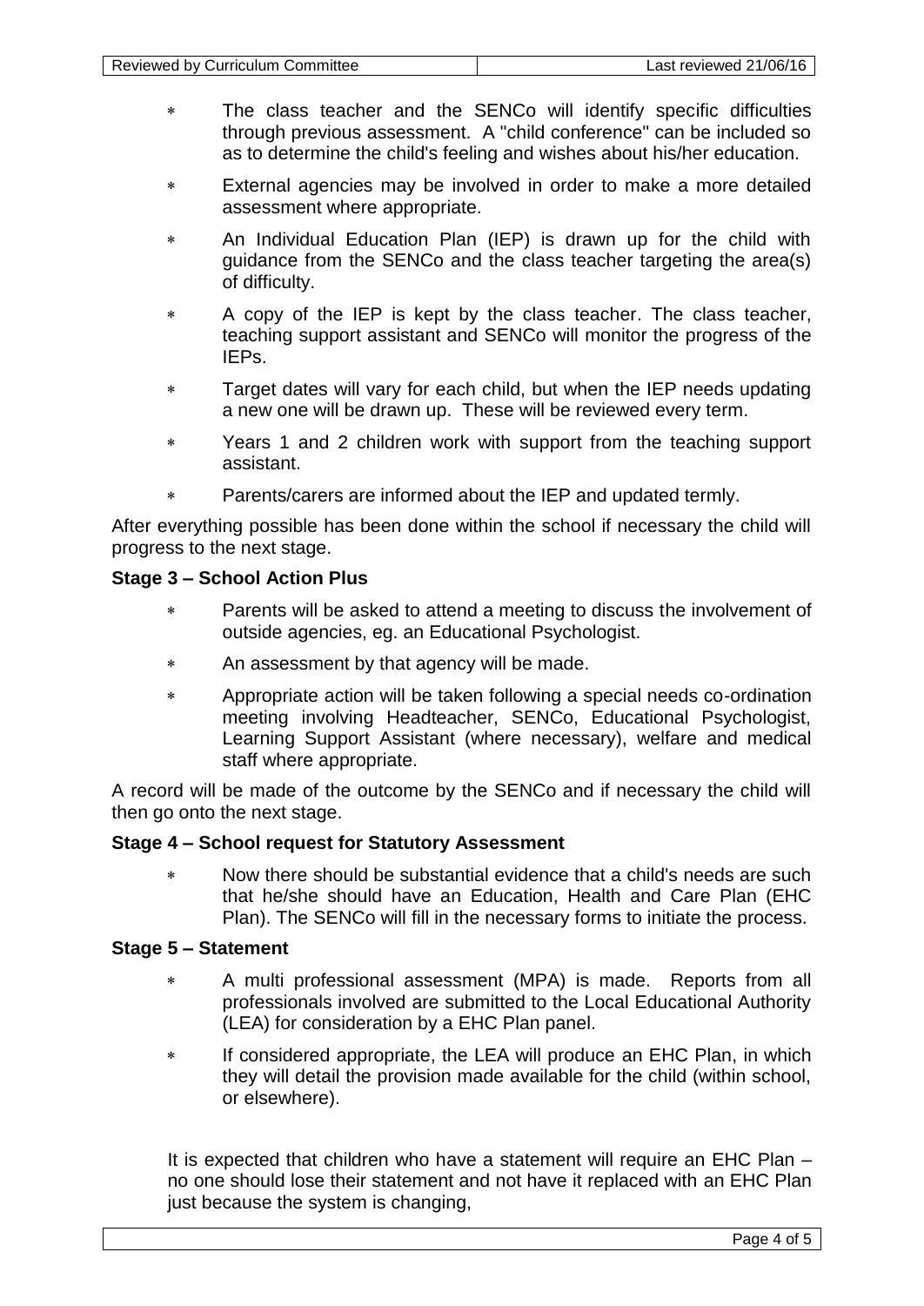- The class teacher and the SENCo will identify specific difficulties through previous assessment. A "child conference" can be included so as to determine the child's feeling and wishes about his/her education.
- External agencies may be involved in order to make a more detailed assessment where appropriate.
- An Individual Education Plan (IEP) is drawn up for the child with guidance from the SENCo and the class teacher targeting the area(s) of difficulty.
- A copy of the IEP is kept by the class teacher. The class teacher, teaching support assistant and SENCo will monitor the progress of the IEPs.
- Target dates will vary for each child, but when the IEP needs updating a new one will be drawn up. These will be reviewed every term.
- Years 1 and 2 children work with support from the teaching support assistant.
- Parents/carers are informed about the IEP and updated termly.

After everything possible has been done within the school if necessary the child will progress to the next stage.

**Stage 3 – School Action Plus**

- Parents will be asked to attend a meeting to discuss the involvement of outside agencies, eg. an Educational Psychologist.
- An assessment by that agency will be made.
- Appropriate action will be taken following a special needs co-ordination meeting involving Headteacher, SENCo, Educational Psychologist, Learning Support Assistant (where necessary), welfare and medical staff where appropriate.

A record will be made of the outcome by the SENCo and if necessary the child will then go onto the next stage.

**Stage 4 – School request for Statutory Assessment**

- Now there should be substantial evidence that a child's needs are such that he/she should have an Education, Health and Care Plan (EHC Plan). The SENCo will fill in the necessary forms to initiate the process.

**Stage 5 – Statement**

- A multi professional assessment (MPA) is made. Reports from all professionals involved are submitted to the Local Educational Authority (LEA) for consideration by a EHC Plan panel.
- If considered appropriate, the LEA will produce an EHC Plan, in which they will detail the provision made available for the child (within school, or elsewhere).

It is expected that children who have a statement will require an EHC Plan – no one should lose their statement and not have it replaced with an EHC Plan just because the system is changing,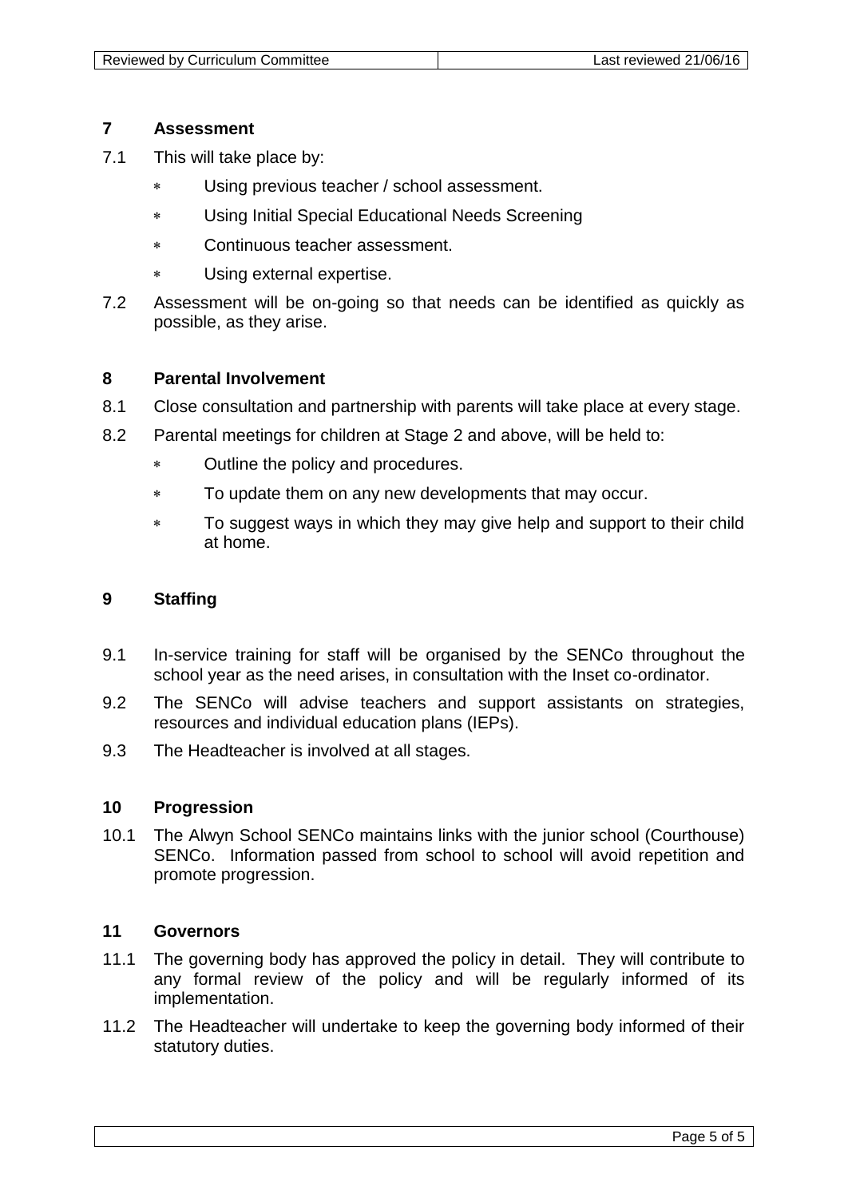## 7 Assessment

7.1 This will take place by:

- Using previous teacher / school assessment.
- Using Initial Special Educational Needs Screening
- Continuous teacher assessment.
- Using external expertise.

7.2 Assessment will be on-going so that needs can be identified as quickly as possible, as they arise.

## 8 Parental Involvement

8.1 Close consultation and partnership with parents will take place at every stage.

8.2 Parental meetings for children at Stage 2 and above, will be held to:

- Outline the policy and procedures.
- To update them on any new developments that may occur.
- To suggest ways in which they may give help and support to their child at home.

## 9 Staffing

9.1 In-service training for staff will be organised by the SENCo throughout the school year as the need arises, in consultation with the Inset co-ordinator.

9.2 The SENCo will advise teachers and support assistants on strategies, resources and individual education plans (IEPs).

9.3 The Headteacher is involved at all stages.

## 10 Progression

10.1 The Alwyn School SENCo maintains links with the junior school (Courthouse) SENCo. Information passed from school to school will avoid repetition and promote progression.

## 11 Governors

11.1 The governing body has approved the policy in detail. They will contribute to any formal review of the policy and will be regularly informed of its implementation.

11.2 The Headteacher will undertake to keep the governing body informed of their statutory duties.